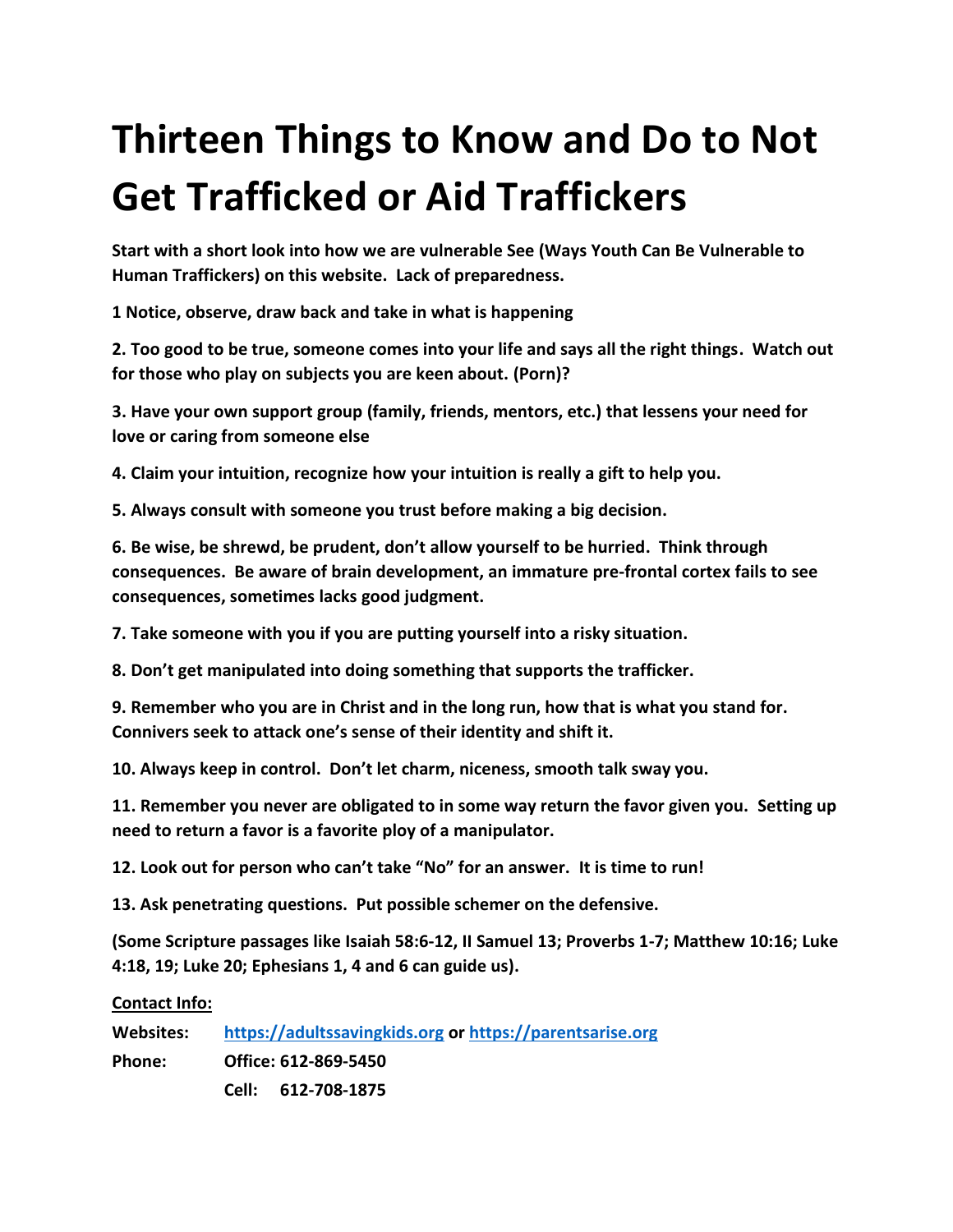# Thirteen Things to Know and Do to Not Get Trafficked or Aid Traffickers

**Start with a short look into how we are vulnerable See (Ways Youth Can Be Vulnerable to Human Traffickers) on this website. Lack of preparedness.**

**1 Notice, observe, draw back and take in what is happening**

**2. Too good to be true, someone comes into your life and says all the right things. Watch out for those who play on subjects you are keen about. (Porn)?**

**3. Have your own support group (family, friends, mentors, etc.) that lessens your need for love or caring from someone else**

**4. Claim your intuition, recognize how your intuition is really a gift to help you.**

**5. Always consult with someone you trust before making a big decision.**

**6. Be wise, be shrewd, be prudent, don't allow yourself to be hurried. Think through consequences. Be aware of brain development, an immature pre-frontal cortex fails to see consequences, sometimes lacks good judgment.**

**7. Take someone with you if you are putting yourself into a risky situation.**

**8. Don't get manipulated into doing something that supports the trafficker.**

**9. Remember who you are in Christ and in the long run, how that is what you stand for. Connivers seek to attack one's sense of their identity and shift it.**

**10. Always keep in control. Don't let charm, niceness, smooth talk sway you.**

**11. Remember you never are obligated to in some way return the favor given you. Setting up need to return a favor is a favorite ploy of a manipulator.**

**12. Look out for person who can't take "No" for an answer. It is time to run!**

**13. Ask penetrating questions. Put possible schemer on the defensive.**

**(Some Scripture passages like Isaiah 58:6-12, II Samuel 13; Proverbs 1-7; Matthew 10:16; Luke 4:18, 19; Luke 20; Ephesians 1, 4 and 6 can guide us).**

**<u>Contact Info:</u>**

**Websites:** **https://adultssavingkids.org or https://parentsarise.org**

**Phone:** **Office: 612-869-5450**

**Cell: 612-708-1875**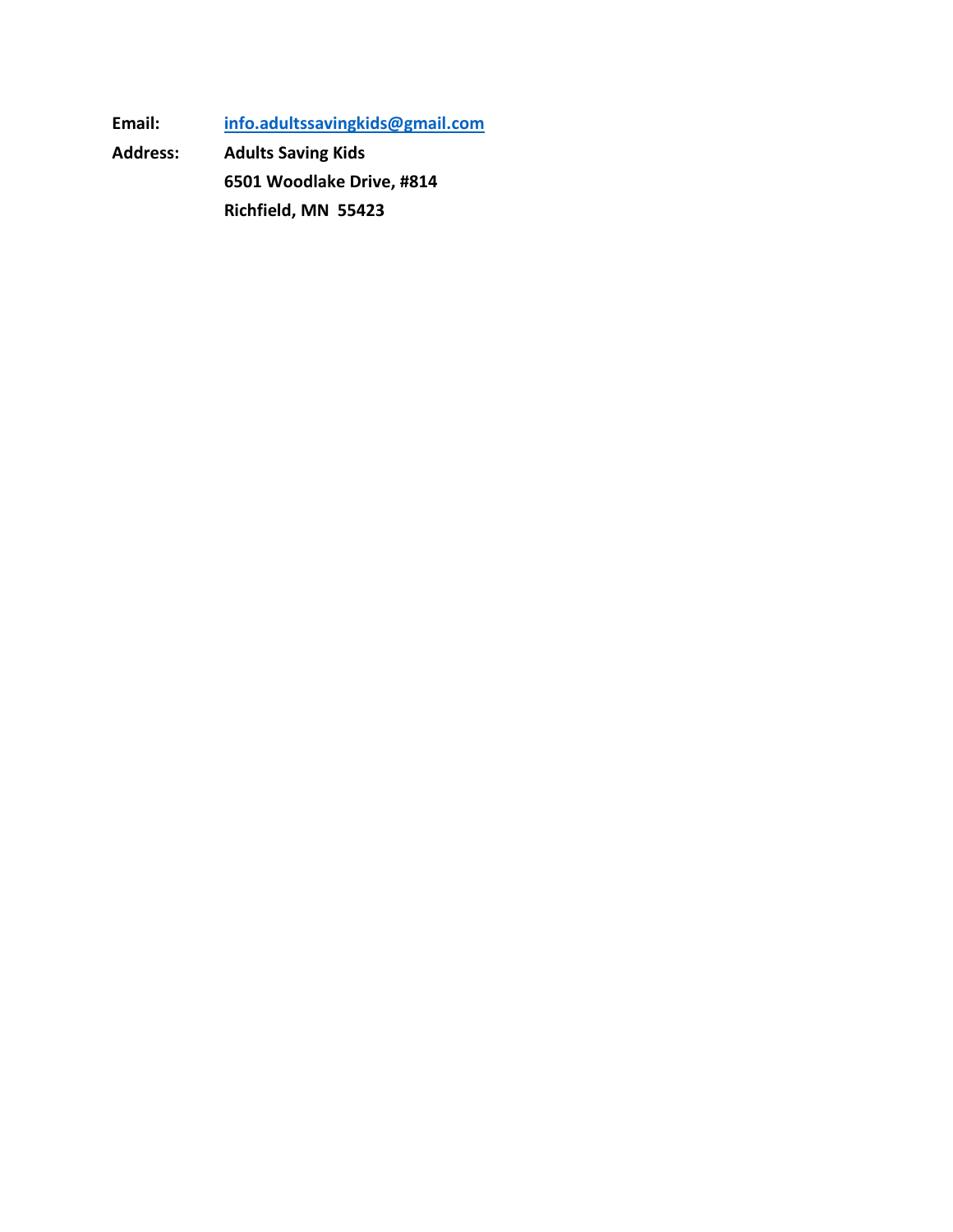**Email:** [info.adultssavingkids@gmail.com](mailto:info.adultssavingkids@gmail.com)

**Address:** **Adults Saving Kids**
**6501 Woodlake Drive, #814**
**Richfield, MN 55423**